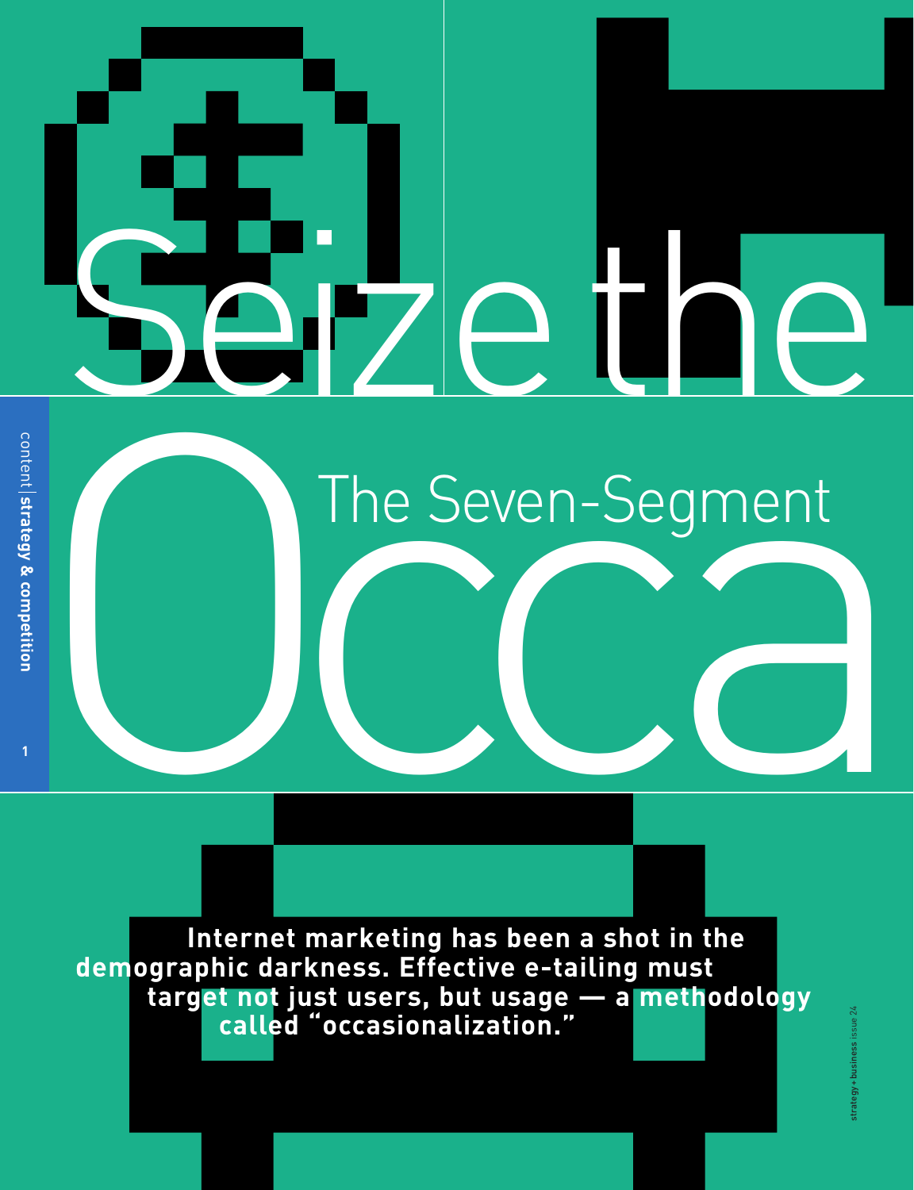# Seize the Occa

## The Seven-Segment

**Internet marketing has been a shot in the demographic darkness. Effective e-tailing must target not just users, but usage — a methodology called "occasionalization."**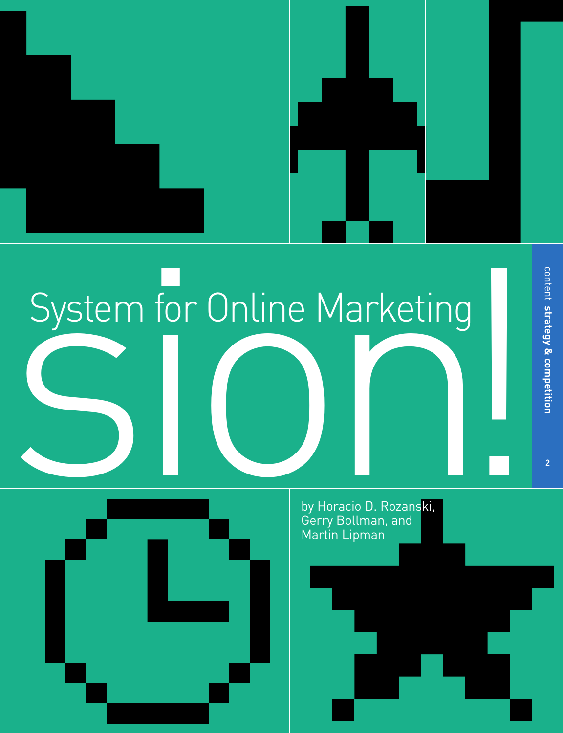# sion!

## System for Online Marketing

by Horacio D. Rozanski, Gerry Bollman, and Martin Lipman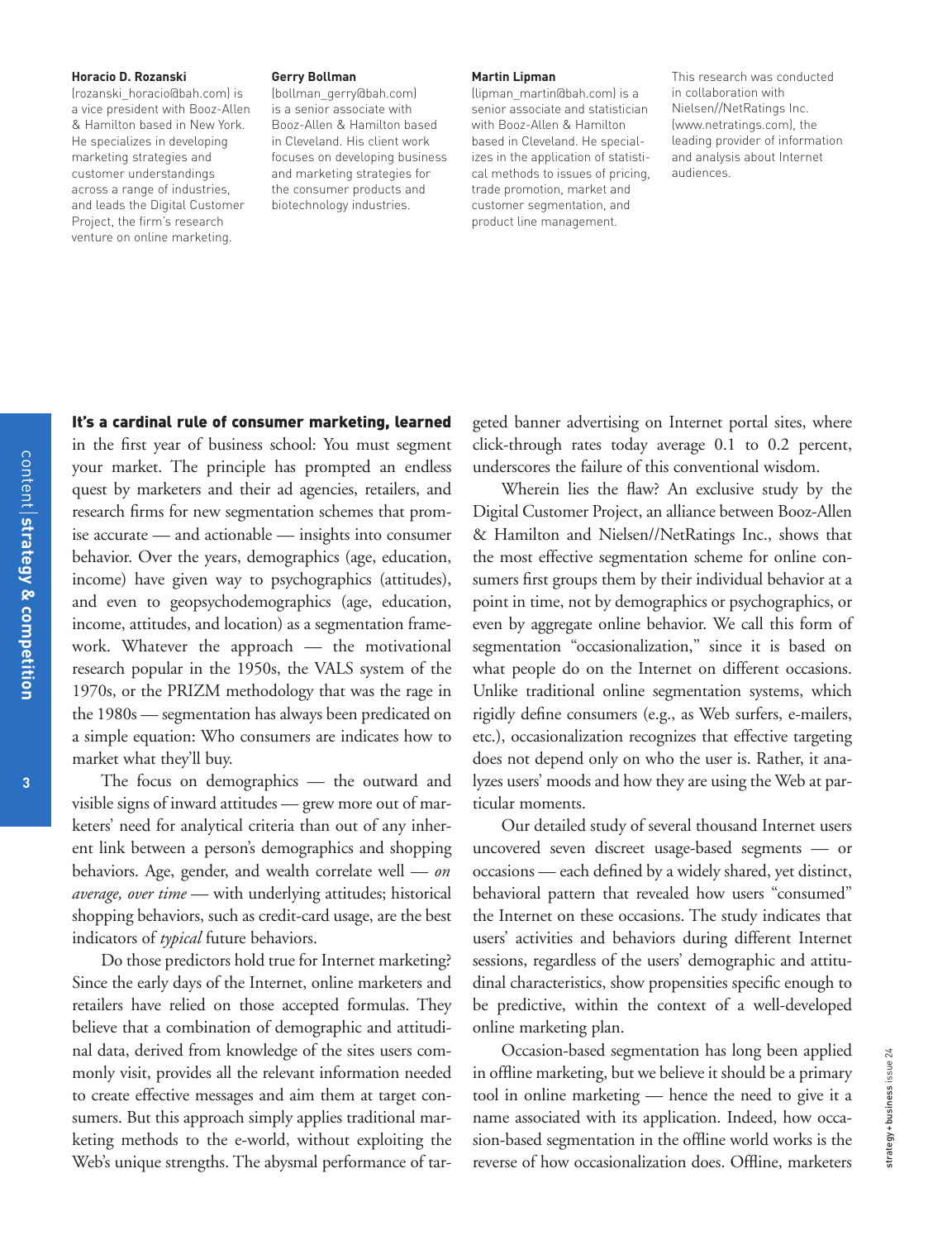**Horacio D. Rozanski**
(rozanski_horacio@bah.com) is a vice president with Booz-Allen & Hamilton based in New York. He specializes in developing marketing strategies and customer understandings across a range of industries, and leads the Digital Customer Project, the firm's research venture on online marketing.

**Gerry Bollman**
(bollman_gerry@bah.com) is a senior associate with Booz-Allen & Hamilton based in Cleveland. His client work focuses on developing business and marketing strategies for the consumer products and biotechnology industries.

**Martin Lipman**
(lipman_martin@bah.com) is a senior associate and statistician with Booz-Allen & Hamilton based in Cleveland. He specializes in the application of statistical methods to issues of pricing, trade promotion, market and customer segmentation, and product line management.

This research was conducted in collaboration with Nielsen//NetRatings Inc. (www.netratings.com), the leading provider of information and analysis about Internet audiences.

**It's a cardinal rule of consumer marketing, learned** in the first year of business school: You must segment your market. The principle has prompted an endless quest by marketers and their ad agencies, retailers, and research firms for new segmentation schemes that promise accurate — and actionable — insights into consumer behavior. Over the years, demographics (age, education, income) have given way to psychographics (attitudes), and even to geopsychodemographics (age, education, income, attitudes, and location) as a segmentation framework. Whatever the approach — the motivational research popular in the 1950s, the VALS system of the 1970s, or the PRIZM methodology that was the rage in the 1980s — segmentation has always been predicated on a simple equation: Who consumers are indicates how to market what they'll buy.

The focus on demographics — the outward and visible signs of inward attitudes — grew more out of marketers' need for analytical criteria than out of any inherent link between a person's demographics and shopping behaviors. Age, gender, and wealth correlate well — *on average, over time* — with underlying attitudes; historical shopping behaviors, such as credit-card usage, are the best indicators of *typical* future behaviors.

Do those predictors hold true for Internet marketing? Since the early days of the Internet, online marketers and retailers have relied on those accepted formulas. They believe that a combination of demographic and attitudinal data, derived from knowledge of the sites users commonly visit, provides all the relevant information needed to create effective messages and aim them at target consumers. But this approach simply applies traditional marketing methods to the e-world, without exploiting the Web's unique strengths. The abysmal performance of targeted banner advertising on Internet portal sites, where click-through rates today average 0.1 to 0.2 percent, underscores the failure of this conventional wisdom.

Wherein lies the flaw? An exclusive study by the Digital Customer Project, an alliance between Booz-Allen & Hamilton and Nielsen//NetRatings Inc., shows that the most effective segmentation scheme for online consumers first groups them by their individual behavior at a point in time, not by demographics or psychographics, or even by aggregate online behavior. We call this form of segmentation "occasionalization," since it is based on what people do on the Internet on different occasions. Unlike traditional online segmentation systems, which rigidly define consumers (e.g., as Web surfers, e-mailers, etc.), occasionalization recognizes that effective targeting does not depend only on who the user is. Rather, it analyzes users' moods and how they are using the Web at particular moments.

Our detailed study of several thousand Internet users uncovered seven discreet usage-based segments — or occasions — each defined by a widely shared, yet distinct, behavioral pattern that revealed how users "consumed" the Internet on these occasions. The study indicates that users' activities and behaviors during different Internet sessions, regardless of the users' demographic and attitudinal characteristics, show propensities specific enough to be predictive, within the context of a well-developed online marketing plan.

Occasion-based segmentation has long been applied in offline marketing, but we believe it should be a primary tool in online marketing — hence the need to give it a name associated with its application. Indeed, how occasion-based segmentation in the offline world works is the reverse of how occasionalization does. Offline, marketers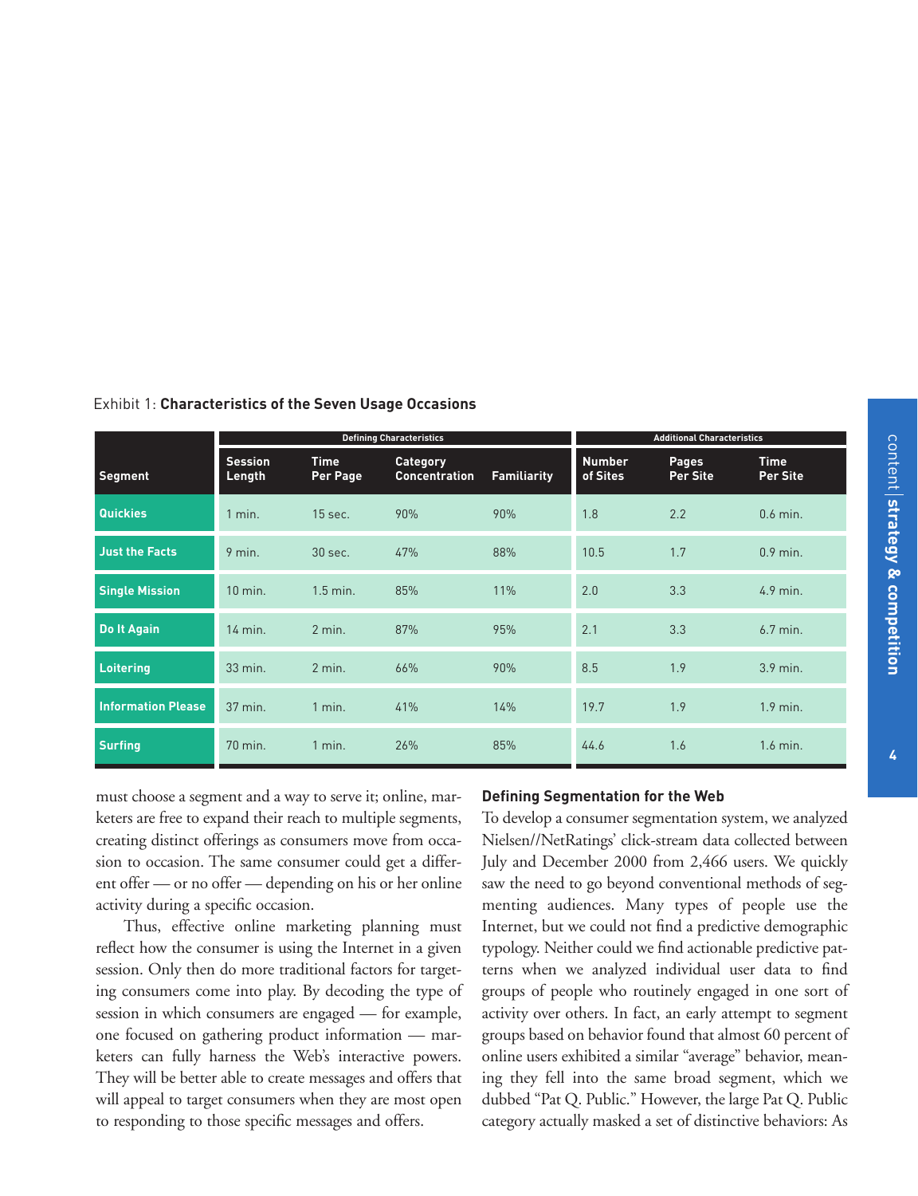Exhibit 1: **Characteristics of the Seven Usage Occasions**

| Segment | Defining Characteristics | | | | Additional Characteristics | | |
|---|---|---|---|---|---|---|---|
| | Session Length | Time Per Page | Category Concentration | Familiarity | Number of Sites | Pages Per Site | Time Per Site |
| Quickies | 1 min. | 15 sec. | 90% | 90% | 1.8 | 2.2 | 0.6 min. |
| Just the Facts | 9 min. | 30 sec. | 47% | 88% | 10.5 | 1.7 | 0.9 min. |
| Single Mission | 10 min. | 1.5 min. | 85% | 11% | 2.0 | 3.3 | 4.9 min. |
| Do It Again | 14 min. | 2 min. | 87% | 95% | 2.1 | 3.3 | 6.7 min. |
| Loitering | 33 min. | 2 min. | 66% | 90% | 8.5 | 1.9 | 3.9 min. |
| Information Please | 37 min. | 1 min. | 41% | 14% | 19.7 | 1.9 | 1.9 min. |
| Surfing | 70 min. | 1 min. | 26% | 85% | 44.6 | 1.6 | 1.6 min. |

must choose a segment and a way to serve it; online, marketers are free to expand their reach to multiple segments, creating distinct offerings as consumers move from occasion to occasion. The same consumer could get a different offer — or no offer — depending on his or her online activity during a specific occasion.

Thus, effective online marketing planning must reflect how the consumer is using the Internet in a given session. Only then do more traditional factors for targeting consumers come into play. By decoding the type of session in which consumers are engaged — for example, one focused on gathering product information — marketers can fully harness the Web's interactive powers. They will be better able to create messages and offers that will appeal to target consumers when they are most open to responding to those specific messages and offers.

### Defining Segmentation for the Web

To develop a consumer segmentation system, we analyzed Nielsen//NetRatings' click-stream data collected between July and December 2000 from 2,466 users. We quickly saw the need to go beyond conventional methods of segmenting audiences. Many types of people use the Internet, but we could not find a predictive demographic typology. Neither could we find actionable predictive patterns when we analyzed individual user data to find groups of people who routinely engaged in one sort of activity over others. In fact, an early attempt to segment groups based on behavior found that almost 60 percent of online users exhibited a similar "average" behavior, meaning they fell into the same broad segment, which we dubbed "Pat Q. Public." However, the large Pat Q. Public category actually masked a set of distinctive behaviors: As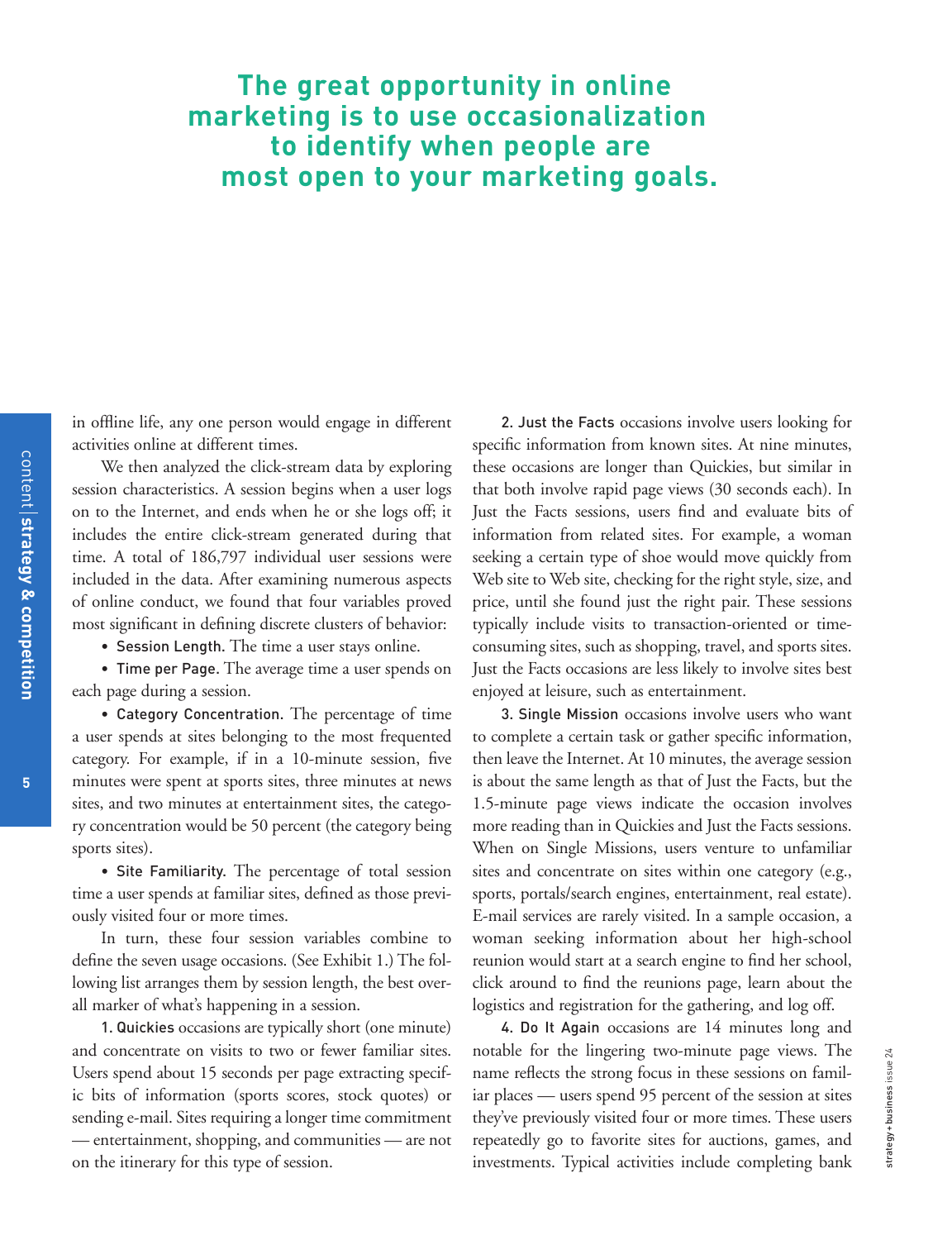**The great opportunity in online marketing is to use occasionalization to identify when people are most open to your marketing goals.**

in offline life, any one person would engage in different activities online at different times.

We then analyzed the click-stream data by exploring session characteristics. A session begins when a user logs on to the Internet, and ends when he or she logs off; it includes the entire click-stream generated during that time. A total of 186,797 individual user sessions were included in the data. After examining numerous aspects of online conduct, we found that four variables proved most significant in defining discrete clusters of behavior:

- Session Length. The time a user stays online.
- Time per Page. The average time a user spends on each page during a session.
- Category Concentration. The percentage of time a user spends at sites belonging to the most frequented category. For example, if in a 10-minute session, five minutes were spent at sports sites, three minutes at news sites, and two minutes at entertainment sites, the category concentration would be 50 percent (the category being sports sites).
- Site Familiarity. The percentage of total session time a user spends at familiar sites, defined as those previously visited four or more times.

In turn, these four session variables combine to define the seven usage occasions. (See Exhibit 1.) The following list arranges them by session length, the best overall marker of what's happening in a session.

1. Quickies occasions are typically short (one minute) and concentrate on visits to two or fewer familiar sites. Users spend about 15 seconds per page extracting specific bits of information (sports scores, stock quotes) or sending e-mail. Sites requiring a longer time commitment — entertainment, shopping, and communities — are not on the itinerary for this type of session.

2. Just the Facts occasions involve users looking for specific information from known sites. At nine minutes, these occasions are longer than Quickies, but similar in that both involve rapid page views (30 seconds each). In Just the Facts sessions, users find and evaluate bits of information from related sites. For example, a woman seeking a certain type of shoe would move quickly from Web site to Web site, checking for the right style, size, and price, until she found just the right pair. These sessions typically include visits to transaction-oriented or time-consuming sites, such as shopping, travel, and sports sites. Just the Facts occasions are less likely to involve sites best enjoyed at leisure, such as entertainment.

3. Single Mission occasions involve users who want to complete a certain task or gather specific information, then leave the Internet. At 10 minutes, the average session is about the same length as that of Just the Facts, but the 1.5-minute page views indicate the occasion involves more reading than in Quickies and Just the Facts sessions. When on Single Missions, users venture to unfamiliar sites and concentrate on sites within one category (e.g., sports, portals/search engines, entertainment, real estate). E-mail services are rarely visited. In a sample occasion, a woman seeking information about her high-school reunion would start at a search engine to find her school, click around to find the reunions page, learn about the logistics and registration for the gathering, and log off.

4. Do It Again occasions are 14 minutes long and notable for the lingering two-minute page views. The name reflects the strong focus in these sessions on familiar places — users spend 95 percent of the session at sites they've previously visited four or more times. These users repeatedly go to favorite sites for auctions, games, and investments. Typical activities include completing bank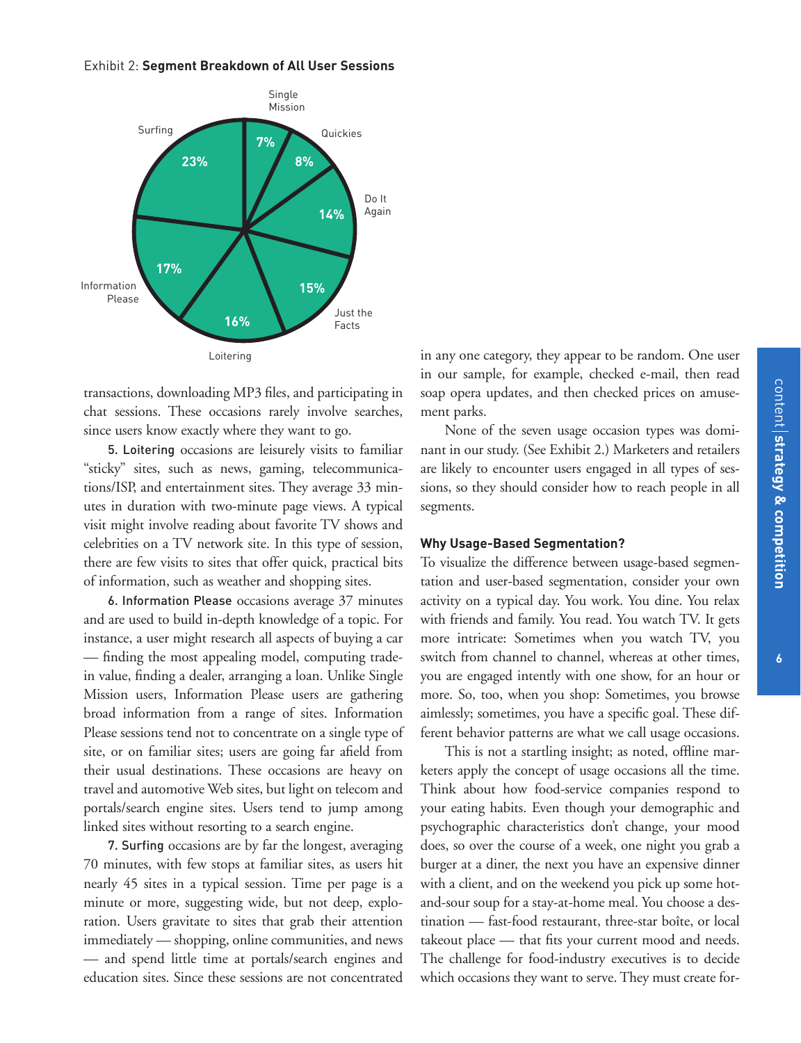Exhibit 2: **Segment Breakdown of All User Sessions**

| Segment | Share |
|---|---|
| Single Mission | 7% |
| Quickies | 8% |
| Do It Again | 14% |
| Just the Facts | 15% |
| Loitering | 16% |
| Information Please | 17% |
| Surfing | 23% |

transactions, downloading MP3 files, and participating in chat sessions. These occasions rarely involve searches, since users know exactly where they want to go.

5. Loitering occasions are leisurely visits to familiar "sticky" sites, such as news, gaming, telecommunications/ISP, and entertainment sites. They average 33 minutes in duration with two-minute page views. A typical visit might involve reading about favorite TV shows and celebrities on a TV network site. In this type of session, there are few visits to sites that offer quick, practical bits of information, such as weather and shopping sites.

6. Information Please occasions average 37 minutes and are used to build in-depth knowledge of a topic. For instance, a user might research all aspects of buying a car — finding the most appealing model, computing trade-in value, finding a dealer, arranging a loan. Unlike Single Mission users, Information Please users are gathering broad information from a range of sites. Information Please sessions tend not to concentrate on a single type of site, or on familiar sites; users are going far afield from their usual destinations. These occasions are heavy on travel and automotive Web sites, but light on telecom and portals/search engine sites. Users tend to jump among linked sites without resorting to a search engine.

7. Surfing occasions are by far the longest, averaging 70 minutes, with few stops at familiar sites, as users hit nearly 45 sites in a typical session. Time per page is a minute or more, suggesting wide, but not deep, exploration. Users gravitate to sites that grab their attention immediately — shopping, online communities, and news — and spend little time at portals/search engines and education sites. Since these sessions are not concentrated in any one category, they appear to be random. One user in our sample, for example, checked e-mail, then read soap opera updates, and then checked prices on amusement parks.

None of the seven usage occasion types was dominant in our study. (See Exhibit 2.) Marketers and retailers are likely to encounter users engaged in all types of sessions, so they should consider how to reach people in all segments.

### Why Usage-Based Segmentation?

To visualize the difference between usage-based segmentation and user-based segmentation, consider your own activity on a typical day. You work. You dine. You relax with friends and family. You read. You watch TV. It gets more intricate: Sometimes when you watch TV, you switch from channel to channel, whereas at other times, you are engaged intently with one show, for an hour or more. So, too, when you shop: Sometimes, you browse aimlessly; sometimes, you have a specific goal. These different behavior patterns are what we call usage occasions.

This is not a startling insight; as noted, offline marketers apply the concept of usage occasions all the time. Think about how food-service companies respond to your eating habits. Even though your demographic and psychographic characteristics don't change, your mood does, so over the course of a week, one night you grab a burger at a diner, the next you have an expensive dinner with a client, and on the weekend you pick up some hot-and-sour soup for a stay-at-home meal. You choose a destination — fast-food restaurant, three-star boîte, or local takeout place — that fits your current mood and needs. The challenge for food-industry executives is to decide which occasions they want to serve. They must create for-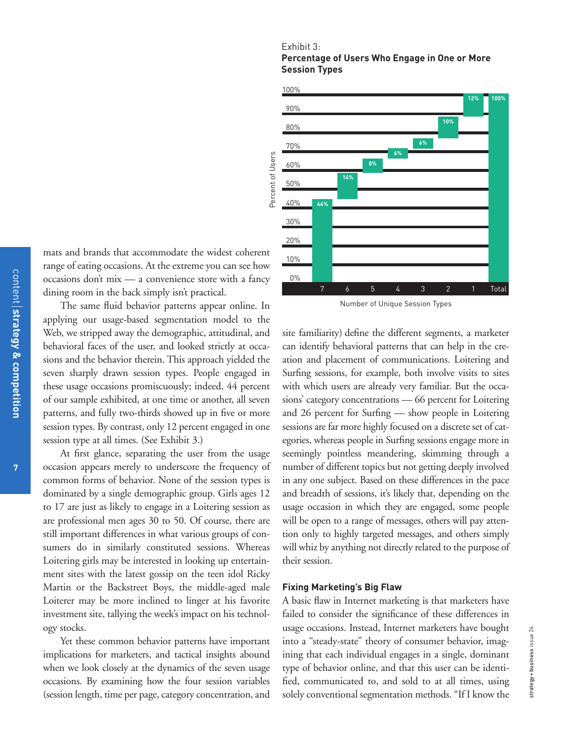mats and brands that accommodate the widest coherent range of eating occasions. At the extreme you can see how occasions don't mix — a convenience store with a fancy dining room in the back simply isn't practical.

The same fluid behavior patterns appear online. In applying our usage-based segmentation model to the Web, we stripped away the demographic, attitudinal, and behavioral faces of the user, and looked strictly at occasions and the behavior therein. This approach yielded the seven sharply drawn session types. People engaged in these usage occasions promiscuously; indeed, 44 percent of our sample exhibited, at one time or another, all seven patterns, and fully two-thirds showed up in five or more session types. By contrast, only 12 percent engaged in one session type at all times. (See Exhibit 3.)

Exhibit 3:
**Percentage of Users Who Engage in One or More Session Types**

| Number of Unique Session Types | 7 | 6 | 5 | 4 | 3 | 2 | 1 | Total |
|---|---|---|---|---|---|---|---|---|
| Percent of Users | 44% | 14% | 8% | 6% | 6% | 10% | 12% | 100% |

At first glance, separating the user from the usage occasion appears merely to underscore the frequency of common forms of behavior. None of the session types is dominated by a single demographic group. Girls ages 12 to 17 are just as likely to engage in a Loitering session as are professional men ages 30 to 50. Of course, there are still important differences in what various groups of consumers do in similarly constituted sessions. Whereas Loitering girls may be interested in looking up entertainment sites with the latest gossip on the teen idol Ricky Martin or the Backstreet Boys, the middle-aged male Loiterer may be more inclined to linger at his favorite investment site, tallying the week's impact on his technology stocks.

Yet these common behavior patterns have important implications for marketers, and tactical insights abound when we look closely at the dynamics of the seven usage occasions. By examining how the four session variables (session length, time per page, category concentration, and site familiarity) define the different segments, a marketer can identify behavioral patterns that can help in the creation and placement of communications. Loitering and Surfing sessions, for example, both involve visits to sites with which users are already very familiar. But the occasions' category concentrations — 66 percent for Loitering and 26 percent for Surfing — show people in Loitering sessions are far more highly focused on a discrete set of categories, whereas people in Surfing sessions engage more in seemingly pointless meandering, skimming through a number of different topics but not getting deeply involved in any one subject. Based on these differences in the pace and breadth of sessions, it's likely that, depending on the usage occasion in which they are engaged, some people will be open to a range of messages, others will pay attention only to highly targeted messages, and others simply will whiz by anything not directly related to the purpose of their session.

### Fixing Marketing's Big Flaw

A basic flaw in Internet marketing is that marketers have failed to consider the significance of these differences in usage occasions. Instead, Internet marketers have bought into a "steady-state" theory of consumer behavior, imagining that each individual engages in a single, dominant type of behavior online, and that this user can be identified, communicated to, and sold to at all times, using solely conventional segmentation methods. "If I know the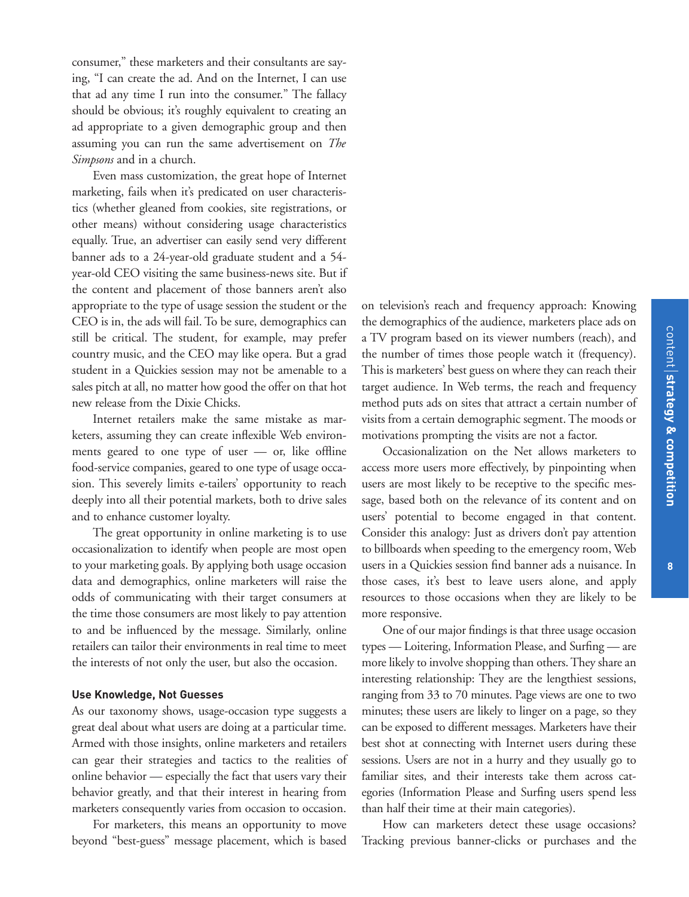consumer," these marketers and their consultants are saying, "I can create the ad. And on the Internet, I can use that ad any time I run into the consumer." The fallacy should be obvious; it's roughly equivalent to creating an ad appropriate to a given demographic group and then assuming you can run the same advertisement on *The Simpsons* and in a church.

Even mass customization, the great hope of Internet marketing, fails when it's predicated on user characteristics (whether gleaned from cookies, site registrations, or other means) without considering usage characteristics equally. True, an advertiser can easily send very different banner ads to a 24-year-old graduate student and a 54-year-old CEO visiting the same business-news site. But if the content and placement of those banners aren't also appropriate to the type of usage session the student or the CEO is in, the ads will fail. To be sure, demographics can still be critical. The student, for example, may prefer country music, and the CEO may like opera. But a grad student in a Quickies session may not be amenable to a sales pitch at all, no matter how good the offer on that hot new release from the Dixie Chicks.

Internet retailers make the same mistake as marketers, assuming they can create inflexible Web environments geared to one type of user — or, like offline food-service companies, geared to one type of usage occasion. This severely limits e-tailers' opportunity to reach deeply into all their potential markets, both to drive sales and to enhance customer loyalty.

The great opportunity in online marketing is to use occasionalization to identify when people are most open to your marketing goals. By applying both usage occasion data and demographics, online marketers will raise the odds of communicating with their target consumers at the time those consumers are most likely to pay attention to and be influenced by the message. Similarly, online retailers can tailor their environments in real time to meet the interests of not only the user, but also the occasion.

**Use Knowledge, Not Guesses**

As our taxonomy shows, usage-occasion type suggests a great deal about what users are doing at a particular time. Armed with those insights, online marketers and retailers can gear their strategies and tactics to the realities of online behavior — especially the fact that users vary their behavior greatly, and that their interest in hearing from marketers consequently varies from occasion to occasion.

For marketers, this means an opportunity to move beyond "best-guess" message placement, which is based on television's reach and frequency approach: Knowing the demographics of the audience, marketers place ads on a TV program based on its viewer numbers (reach), and the number of times those people watch it (frequency). This is marketers' best guess on where they can reach their target audience. In Web terms, the reach and frequency method puts ads on sites that attract a certain number of visits from a certain demographic segment. The moods or motivations prompting the visits are not a factor.

Occasionalization on the Net allows marketers to access more users more effectively, by pinpointing when users are most likely to be receptive to the specific message, based both on the relevance of its content and on users' potential to become engaged in that content. Consider this analogy: Just as drivers don't pay attention to billboards when speeding to the emergency room, Web users in a Quickies session find banner ads a nuisance. In those cases, it's best to leave users alone, and apply resources to those occasions when they are likely to be more responsive.

One of our major findings is that three usage occasion types — Loitering, Information Please, and Surfing — are more likely to involve shopping than others. They share an interesting relationship: They are the lengthiest sessions, ranging from 33 to 70 minutes. Page views are one to two minutes; these users are likely to linger on a page, so they can be exposed to different messages. Marketers have their best shot at connecting with Internet users during these sessions. Users are not in a hurry and they usually go to familiar sites, and their interests take them across categories (Information Please and Surfing users spend less than half their time at their main categories).

How can marketers detect these usage occasions? Tracking previous banner-clicks or purchases and the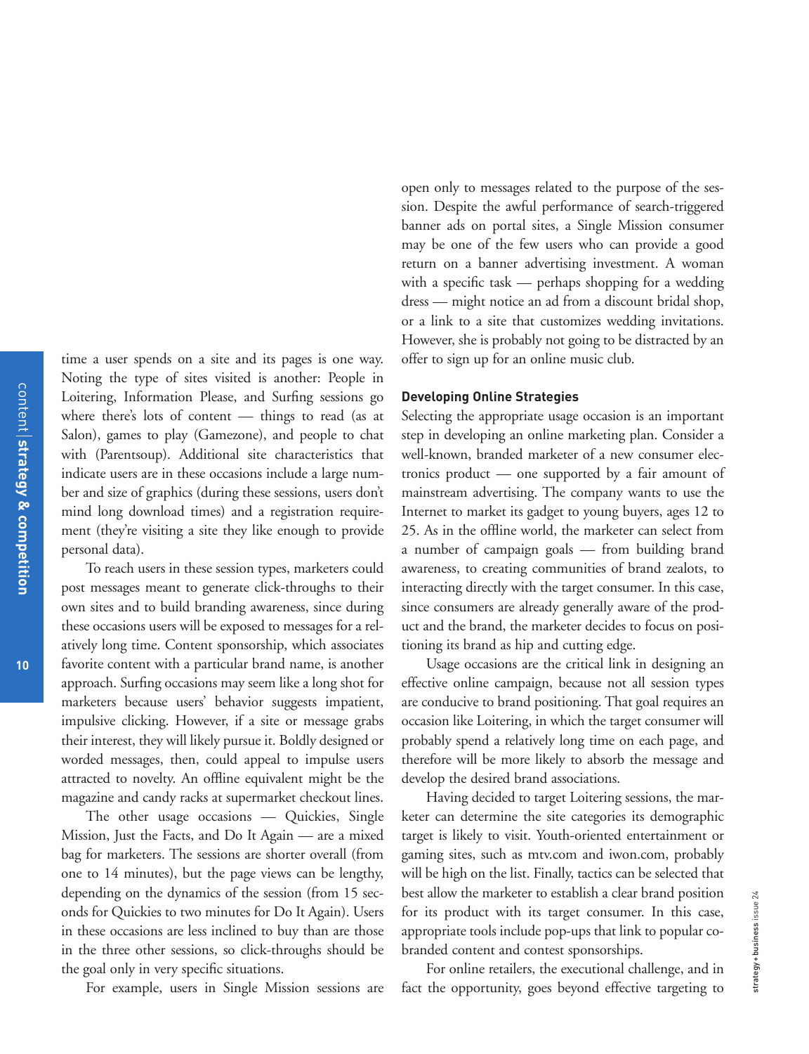time a user spends on a site and its pages is one way. Noting the type of sites visited is another: People in Loitering, Information Please, and Surfing sessions go where there's lots of content — things to read (as at Salon), games to play (Gamezone), and people to chat with (Parentsoup). Additional site characteristics that indicate users are in these occasions include a large number and size of graphics (during these sessions, users don't mind long download times) and a registration requirement (they're visiting a site they like enough to provide personal data).

To reach users in these session types, marketers could post messages meant to generate click-throughs to their own sites and to build branding awareness, since during these occasions users will be exposed to messages for a relatively long time. Content sponsorship, which associates favorite content with a particular brand name, is another approach. Surfing occasions may seem like a long shot for marketers because users' behavior suggests impatient, impulsive clicking. However, if a site or message grabs their interest, they will likely pursue it. Boldly designed or worded messages, then, could appeal to impulse users attracted to novelty. An offline equivalent might be the magazine and candy racks at supermarket checkout lines.

The other usage occasions — Quickies, Single Mission, Just the Facts, and Do It Again — are a mixed bag for marketers. The sessions are shorter overall (from one to 14 minutes), but the page views can be lengthy, depending on the dynamics of the session (from 15 seconds for Quickies to two minutes for Do It Again). Users in these occasions are less inclined to buy than are those in the three other sessions, so click-throughs should be the goal only in very specific situations.

For example, users in Single Mission sessions are open only to messages related to the purpose of the session. Despite the awful performance of search-triggered banner ads on portal sites, a Single Mission consumer may be one of the few users who can provide a good return on a banner advertising investment. A woman with a specific task — perhaps shopping for a wedding dress — might notice an ad from a discount bridal shop, or a link to a site that customizes wedding invitations. However, she is probably not going to be distracted by an offer to sign up for an online music club.

### Developing Online Strategies

Selecting the appropriate usage occasion is an important step in developing an online marketing plan. Consider a well-known, branded marketer of a new consumer electronics product — one supported by a fair amount of mainstream advertising. The company wants to use the Internet to market its gadget to young buyers, ages 12 to 25. As in the offline world, the marketer can select from a number of campaign goals — from building brand awareness, to creating communities of brand zealots, to interacting directly with the target consumer. In this case, since consumers are already generally aware of the product and the brand, the marketer decides to focus on positioning its brand as hip and cutting edge.

Usage occasions are the critical link in designing an effective online campaign, because not all session types are conducive to brand positioning. That goal requires an occasion like Loitering, in which the target consumer will probably spend a relatively long time on each page, and therefore will be more likely to absorb the message and develop the desired brand associations.

Having decided to target Loitering sessions, the marketer can determine the site categories its demographic target is likely to visit. Youth-oriented entertainment or gaming sites, such as mtv.com and iwon.com, probably will be high on the list. Finally, tactics can be selected that best allow the marketer to establish a clear brand position for its product with its target consumer. In this case, appropriate tools include pop-ups that link to popular co-branded content and contest sponsorships.

For online retailers, the executional challenge, and in fact the opportunity, goes beyond effective targeting to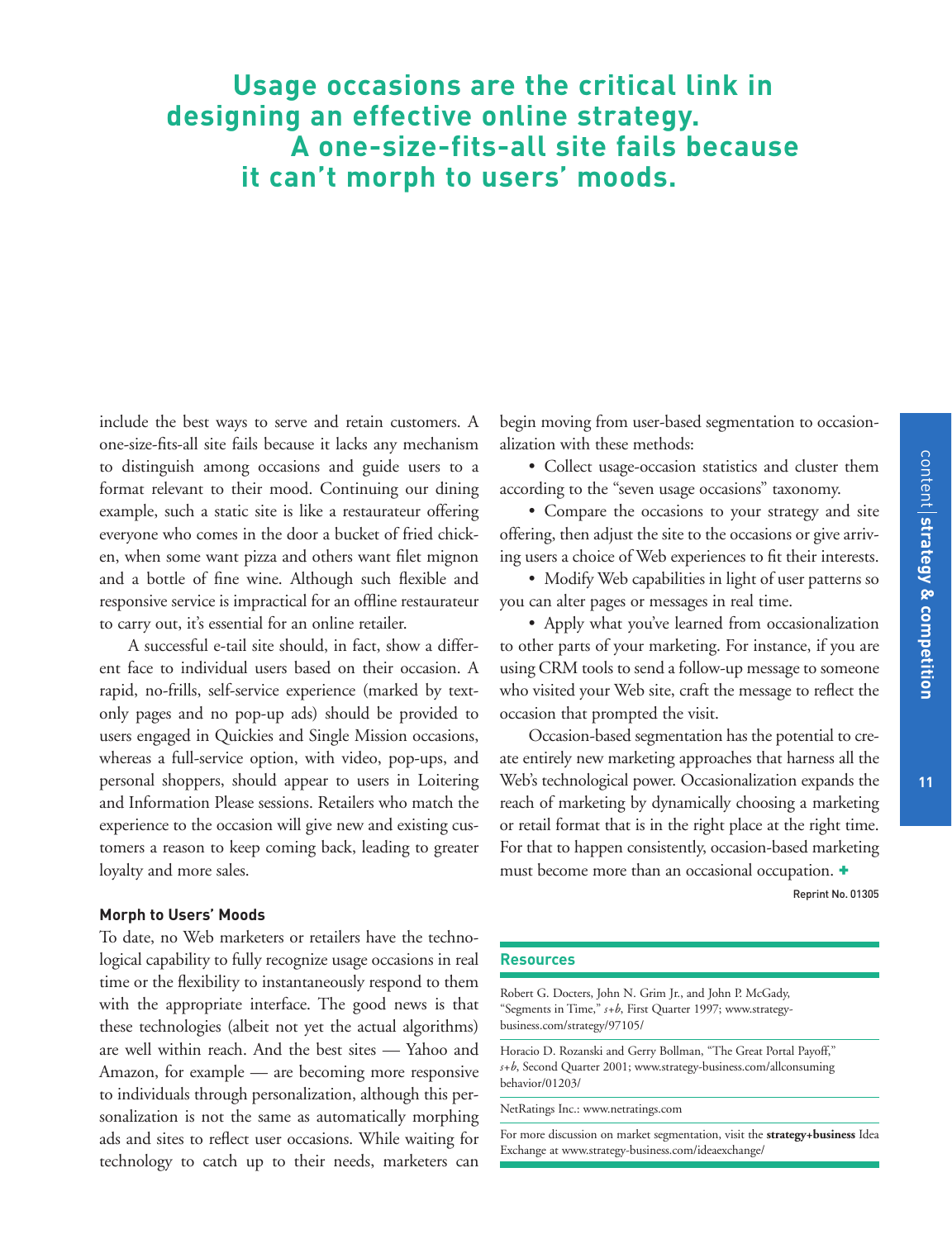**Usage occasions are the critical link in designing an effective online strategy. A one-size-fits-all site fails because it can't morph to users' moods.**

include the best ways to serve and retain customers. A one-size-fits-all site fails because it lacks any mechanism to distinguish among occasions and guide users to a format relevant to their mood. Continuing our dining example, such a static site is like a restaurateur offering everyone who comes in the door a bucket of fried chicken, when some want pizza and others want filet mignon and a bottle of fine wine. Although such flexible and responsive service is impractical for an offline restaurateur to carry out, it's essential for an online retailer.

A successful e-tail site should, in fact, show a different face to individual users based on their occasion. A rapid, no-frills, self-service experience (marked by text-only pages and no pop-up ads) should be provided to users engaged in Quickies and Single Mission occasions, whereas a full-service option, with video, pop-ups, and personal shoppers, should appear to users in Loitering and Information Please sessions. Retailers who match the experience to the occasion will give new and existing customers a reason to keep coming back, leading to greater loyalty and more sales.

### Morph to Users' Moods

To date, no Web marketers or retailers have the technological capability to fully recognize usage occasions in real time or the flexibility to instantaneously respond to them with the appropriate interface. The good news is that these technologies (albeit not yet the actual algorithms) are well within reach. And the best sites — Yahoo and Amazon, for example — are becoming more responsive to individuals through personalization, although this personalization is not the same as automatically morphing ads and sites to reflect user occasions. While waiting for technology to catch up to their needs, marketers can begin moving from user-based segmentation to occasionalization with these methods:

- Collect usage-occasion statistics and cluster them according to the "seven usage occasions" taxonomy.
- Compare the occasions to your strategy and site offering, then adjust the site to the occasions or give arriving users a choice of Web experiences to fit their interests.
- Modify Web capabilities in light of user patterns so you can alter pages or messages in real time.
- Apply what you've learned from occasionalization to other parts of your marketing. For instance, if you are using CRM tools to send a follow-up message to someone who visited your Web site, craft the message to reflect the occasion that prompted the visit.

Occasion-based segmentation has the potential to create entirely new marketing approaches that harness all the Web's technological power. Occasionalization expands the reach of marketing by dynamically choosing a marketing or retail format that is in the right place at the right time. For that to happen consistently, occasion-based marketing must become more than an occasional occupation. +

Reprint No. 01305

### Resources

Robert G. Docters, John N. Grim Jr., and John P. McGady, "Segments in Time," *s+b*, First Quarter 1997; www.strategy-business.com/strategy/97105/

Horacio D. Rozanski and Gerry Bollman, "The Great Portal Payoff," *s+b*, Second Quarter 2001; www.strategy-business.com/allconsuming behavior/01203/

NetRatings Inc.: www.netratings.com

For more discussion on market segmentation, visit the **strategy+business** Idea Exchange at www.strategy-business.com/ideaexchange/